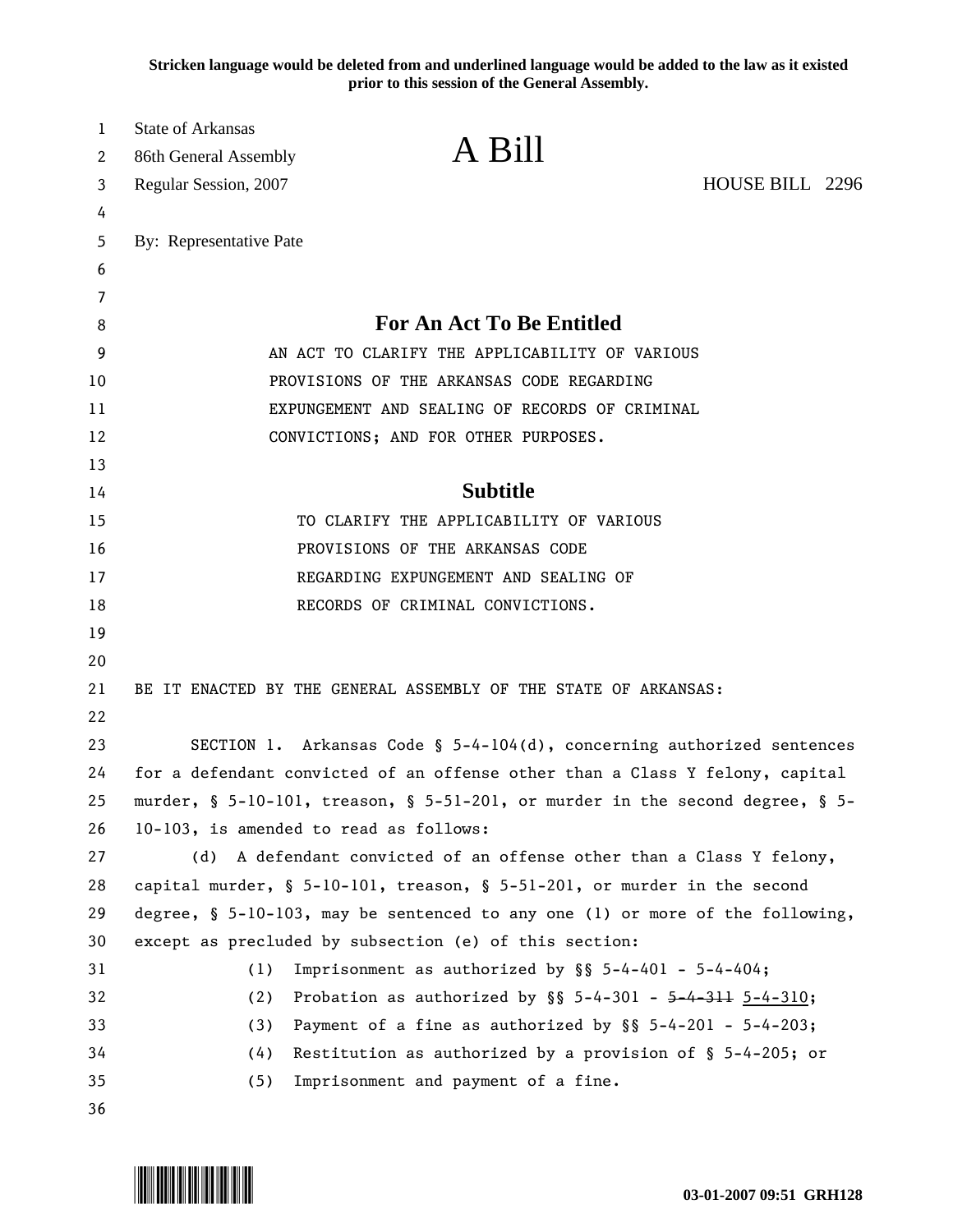**Stricken language would be deleted from and underlined language would be added to the law as it existed prior to this session of the General Assembly.**

State of Arkansas
86th General Assembly
Regular Session, 2007

# A Bill

HOUSE BILL 2296

By: Representative Pate

## For An Act To Be Entitled

AN ACT TO CLARIFY THE APPLICABILITY OF VARIOUS PROVISIONS OF THE ARKANSAS CODE REGARDING EXPUNGEMENT AND SEALING OF RECORDS OF CRIMINAL CONVICTIONS; AND FOR OTHER PURPOSES.

## Subtitle

TO CLARIFY THE APPLICABILITY OF VARIOUS PROVISIONS OF THE ARKANSAS CODE REGARDING EXPUNGEMENT AND SEALING OF RECORDS OF CRIMINAL CONVICTIONS.

BE IT ENACTED BY THE GENERAL ASSEMBLY OF THE STATE OF ARKANSAS:

SECTION 1. Arkansas Code § 5-4-104(d), concerning authorized sentences for a defendant convicted of an offense other than a Class Y felony, capital murder, § 5-10-101, treason, § 5-51-201, or murder in the second degree, § 5-10-103, is amended to read as follows:

(d) A defendant convicted of an offense other than a Class Y felony, capital murder, § 5-10-101, treason, § 5-51-201, or murder in the second degree, § 5-10-103, may be sentenced to any one (1) or more of the following, except as precluded by subsection (e) of this section:

(1) Imprisonment as authorized by §§ 5-4-401 - 5-4-404;

(2) Probation as authorized by §§ 5-4-301 - ~~5-4-311~~ <u>5-4-310</u>;

(3) Payment of a fine as authorized by §§ 5-4-201 - 5-4-203;

(4) Restitution as authorized by a provision of § 5-4-205; or

(5) Imprisonment and payment of a fine.

03-01-2007 09:51 GRH128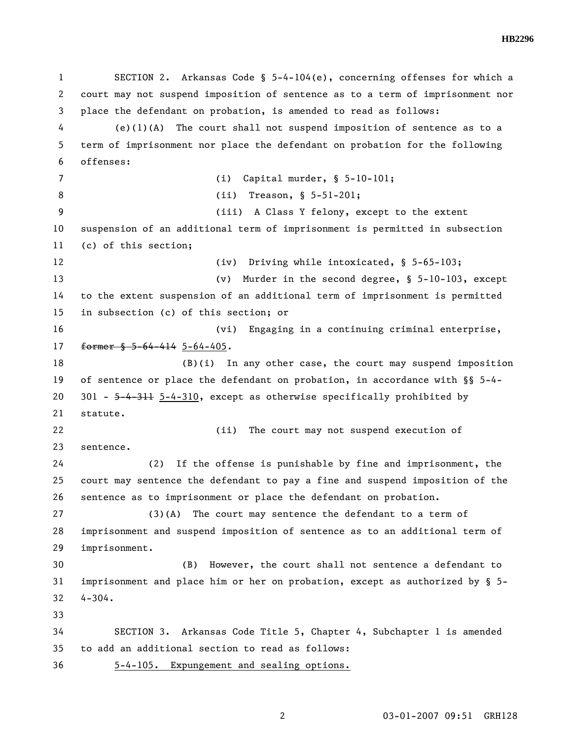SECTION 2. Arkansas Code § 5-4-104(e), concerning offenses for which a court may not suspend imposition of sentence as to a term of imprisonment nor place the defendant on probation, is amended to read as follows:

(e)(1)(A) The court shall not suspend imposition of sentence as to a term of imprisonment nor place the defendant on probation for the following offenses:

(i) Capital murder, § 5-10-101;

(ii) Treason, § 5-51-201;

(iii) A Class Y felony, except to the extent suspension of an additional term of imprisonment is permitted in subsection (c) of this section;

(iv) Driving while intoxicated, § 5-65-103;

(v) Murder in the second degree, § 5-10-103, except to the extent suspension of an additional term of imprisonment is permitted in subsection (c) of this section; or

(vi) Engaging in a continuing criminal enterprise, ~~former § 5-64-414~~ <u>5-64-405</u>.

(B)(i) In any other case, the court may suspend imposition of sentence or place the defendant on probation, in accordance with §§ 5-4-301 - ~~5-4-311~~ <u>5-4-310</u>, except as otherwise specifically prohibited by statute.

(ii) The court may not suspend execution of sentence.

(2) If the offense is punishable by fine and imprisonment, the court may sentence the defendant to pay a fine and suspend imposition of the sentence as to imprisonment or place the defendant on probation.

(3)(A) The court may sentence the defendant to a term of imprisonment and suspend imposition of sentence as to an additional term of imprisonment.

(B) However, the court shall not sentence a defendant to imprisonment and place him or her on probation, except as authorized by § 5-4-304.

SECTION 3. Arkansas Code Title 5, Chapter 4, Subchapter 1 is amended to add an additional section to read as follows:

<u>5-4-105. Expungement and sealing options.</u>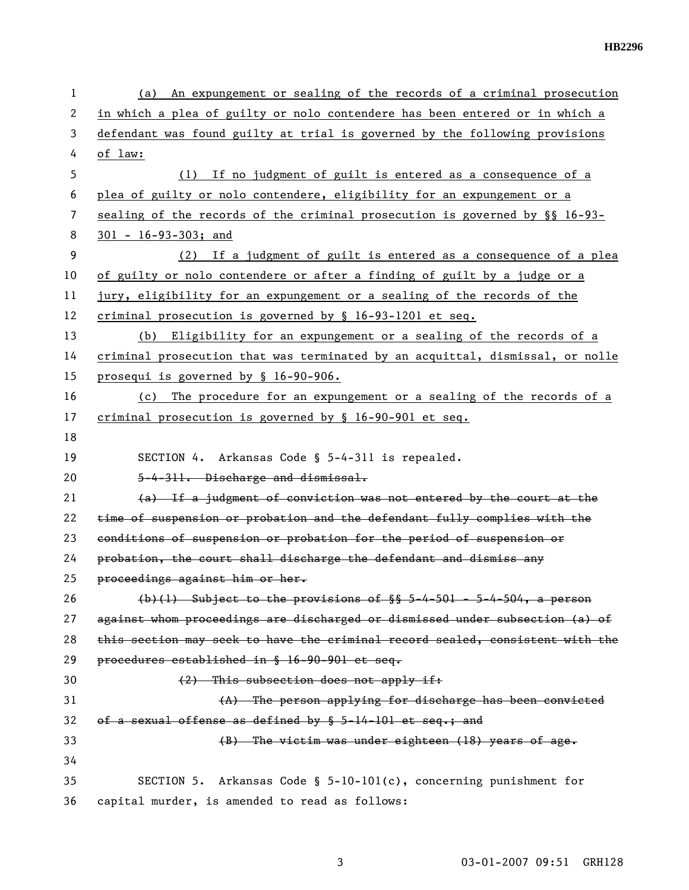(a) An expungement or sealing of the records of a criminal prosecution in which a plea of guilty or nolo contendere has been entered or in which a defendant was found guilty at trial is governed by the following provisions of law:

(1) If no judgment of guilt is entered as a consequence of a plea of guilty or nolo contendere, eligibility for an expungement or a sealing of the records of the criminal prosecution is governed by §§ 16-93-301 - 16-93-303; and

(2) If a judgment of guilt is entered as a consequence of a plea of guilty or nolo contendere or after a finding of guilt by a judge or a jury, eligibility for an expungement or a sealing of the records of the criminal prosecution is governed by § 16-93-1201 et seq.

(b) Eligibility for an expungement or a sealing of the records of a criminal prosecution that was terminated by an acquittal, dismissal, or nolle prosequi is governed by § 16-90-906.

(c) The procedure for an expungement or a sealing of the records of a criminal prosecution is governed by § 16-90-901 et seq.

SECTION 4. Arkansas Code § 5-4-311 is repealed.

~~5-4-311. Discharge and dismissal.~~

~~(a) If a judgment of conviction was not entered by the court at the time of suspension or probation and the defendant fully complies with the conditions of suspension or probation for the period of suspension or probation, the court shall discharge the defendant and dismiss any proceedings against him or her.~~

~~(b)(1) Subject to the provisions of §§ 5-4-501 - 5-4-504, a person against whom proceedings are discharged or dismissed under subsection (a) of this section may seek to have the criminal record sealed, consistent with the procedures established in § 16-90-901 et seq.~~

~~(2) This subsection does not apply if:~~

~~(A) The person applying for discharge has been convicted of a sexual offense as defined by § 5-14-101 et seq.; and~~

~~(B) The victim was under eighteen (18) years of age.~~

SECTION 5. Arkansas Code § 5-10-101(c), concerning punishment for capital murder, is amended to read as follows: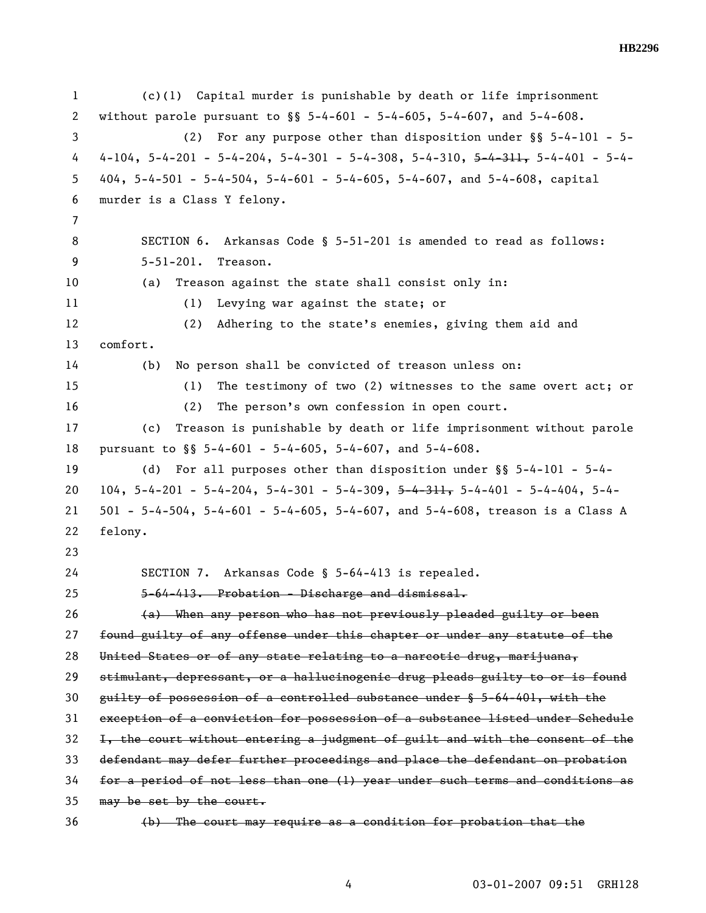(c)(1) Capital murder is punishable by death or life imprisonment without parole pursuant to §§ 5-4-601 - 5-4-605, 5-4-607, and 5-4-608.

(2) For any purpose other than disposition under §§ 5-4-101 - 5-4-104, 5-4-201 - 5-4-204, 5-4-301 - 5-4-308, 5-4-310, ~~5-4-311,~~ 5-4-401 - 5-4-404, 5-4-501 - 5-4-504, 5-4-601 - 5-4-605, 5-4-607, and 5-4-608, capital murder is a Class Y felony.

SECTION 6. Arkansas Code § 5-51-201 is amended to read as follows:

5-51-201. Treason.

(a) Treason against the state shall consist only in:

(1) Levying war against the state; or

(2) Adhering to the state's enemies, giving them aid and comfort.

(b) No person shall be convicted of treason unless on:

(1) The testimony of two (2) witnesses to the same overt act; or

(2) The person's own confession in open court.

(c) Treason is punishable by death or life imprisonment without parole pursuant to §§ 5-4-601 - 5-4-605, 5-4-607, and 5-4-608.

(d) For all purposes other than disposition under §§ 5-4-101 - 5-4-104, 5-4-201 - 5-4-204, 5-4-301 - 5-4-309, ~~5-4-311,~~ 5-4-401 - 5-4-404, 5-4-501 - 5-4-504, 5-4-601 - 5-4-605, 5-4-607, and 5-4-608, treason is a Class A felony.

SECTION 7. Arkansas Code § 5-64-413 is repealed.

~~5-64-413. Probation - Discharge and dismissal.~~

~~(a) When any person who has not previously pleaded guilty or been found guilty of any offense under this chapter or under any statute of the United States or of any state relating to a narcotic drug, marijuana, stimulant, depressant, or a hallucinogenic drug pleads guilty to or is found guilty of possession of a controlled substance under § 5-64-401, with the exception of a conviction for possession of a substance listed under Schedule I, the court without entering a judgment of guilt and with the consent of the defendant may defer further proceedings and place the defendant on probation for a period of not less than one (1) year under such terms and conditions as may be set by the court.~~

~~(b) The court may require as a condition for probation that the~~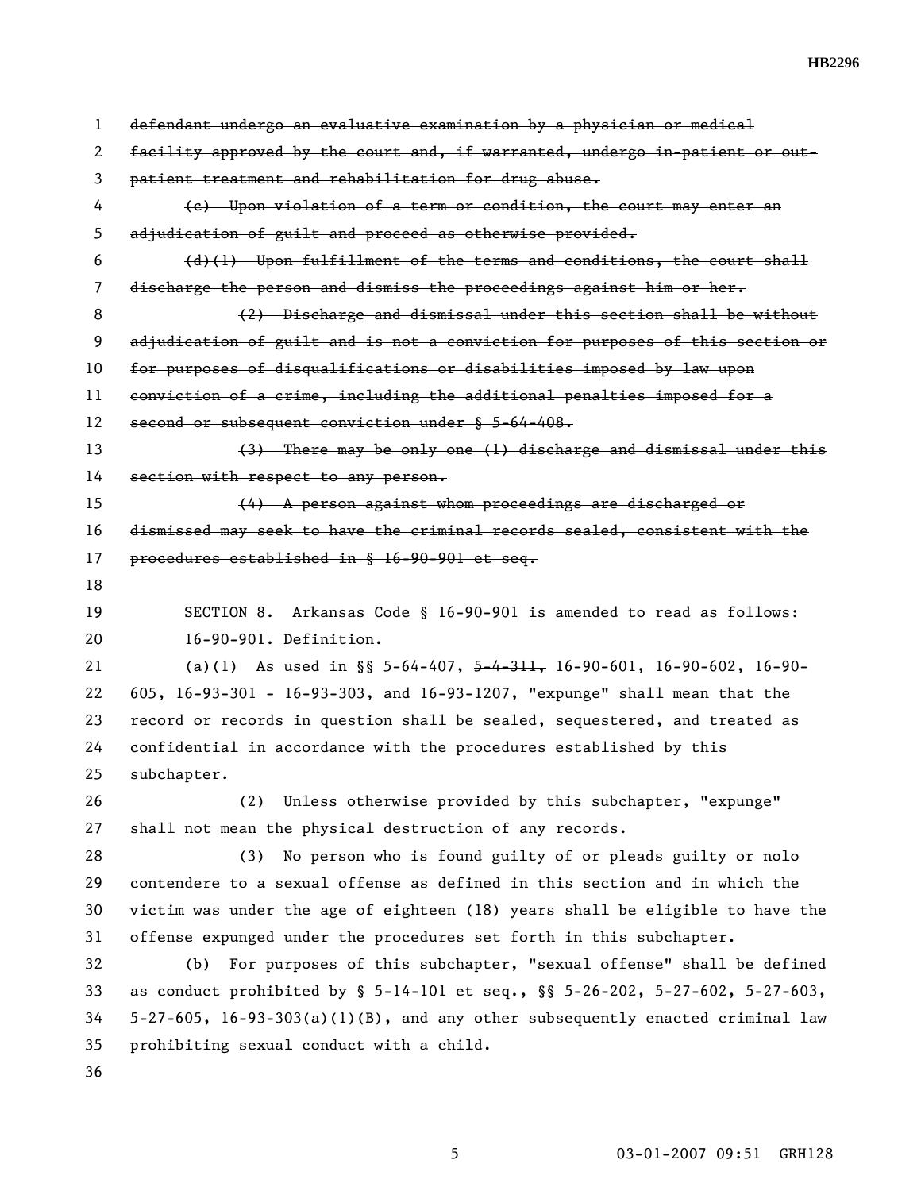~~defendant undergo an evaluative examination by a physician or medical facility approved by the court and, if warranted, undergo in-patient or out-patient treatment and rehabilitation for drug abuse.~~

~~(c) Upon violation of a term or condition, the court may enter an adjudication of guilt and proceed as otherwise provided.~~

~~(d)(1) Upon fulfillment of the terms and conditions, the court shall discharge the person and dismiss the proceedings against him or her.~~

~~(2) Discharge and dismissal under this section shall be without adjudication of guilt and is not a conviction for purposes of this section or for purposes of disqualifications or disabilities imposed by law upon conviction of a crime, including the additional penalties imposed for a second or subsequent conviction under § 5-64-408.~~

~~(3) There may be only one (1) discharge and dismissal under this section with respect to any person.~~

~~(4) A person against whom proceedings are discharged or dismissed may seek to have the criminal records sealed, consistent with the procedures established in § 16-90-901 et seq.~~

SECTION 8. Arkansas Code § 16-90-901 is amended to read as follows:

16-90-901. Definition.

(a)(1) As used in §§ 5-64-407, ~~5-4-311,~~ 16-90-601, 16-90-602, 16-90-605, 16-93-301 - 16-93-303, and 16-93-1207, "expunge" shall mean that the record or records in question shall be sealed, sequestered, and treated as confidential in accordance with the procedures established by this subchapter.

(2) Unless otherwise provided by this subchapter, "expunge" shall not mean the physical destruction of any records.

(3) No person who is found guilty of or pleads guilty or nolo contendere to a sexual offense as defined in this section and in which the victim was under the age of eighteen (18) years shall be eligible to have the offense expunged under the procedures set forth in this subchapter.

(b) For purposes of this subchapter, "sexual offense" shall be defined as conduct prohibited by § 5-14-101 et seq., §§ 5-26-202, 5-27-602, 5-27-603, 5-27-605, 16-93-303(a)(1)(B), and any other subsequently enacted criminal law prohibiting sexual conduct with a child.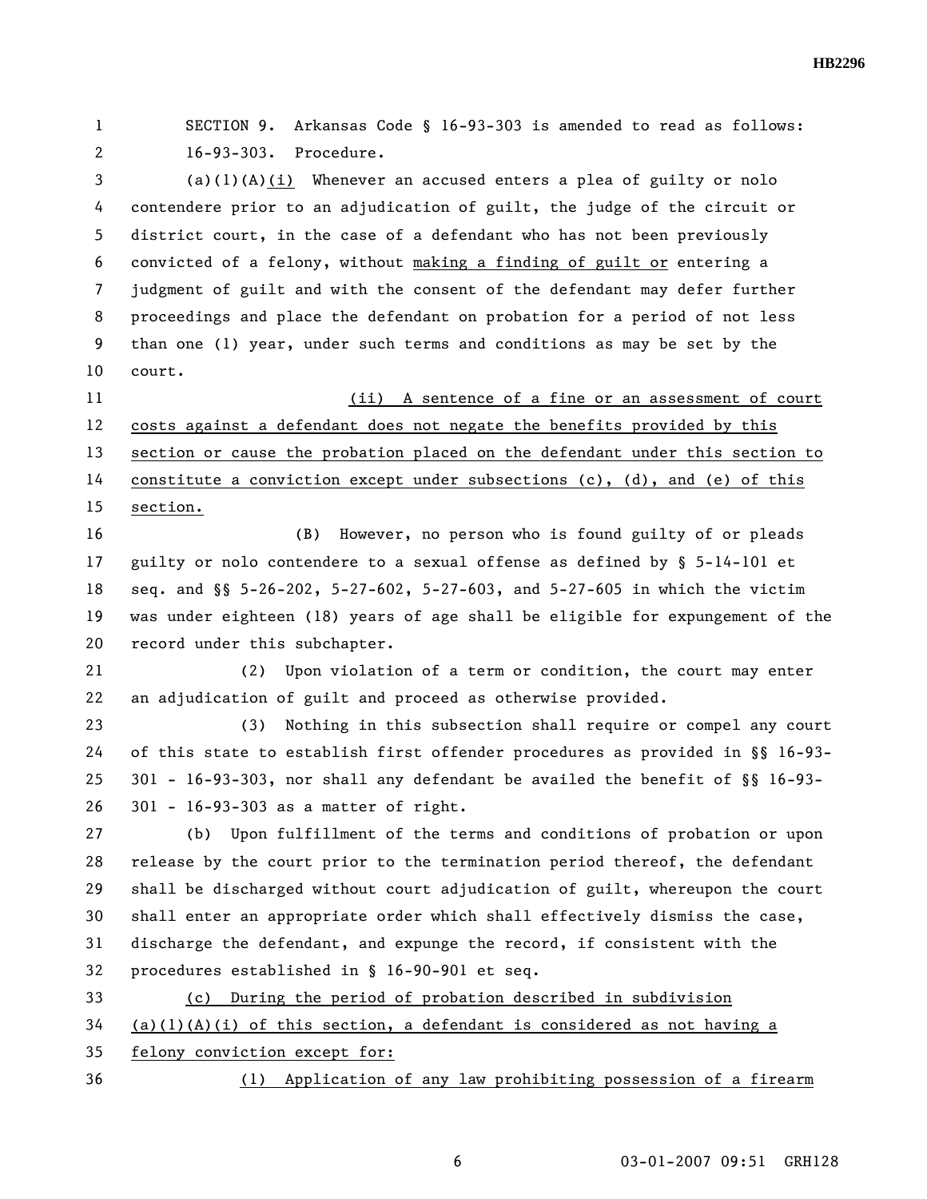SECTION 9. Arkansas Code § 16-93-303 is amended to read as follows:

16-93-303. Procedure.

(a)(1)(A)(i) Whenever an accused enters a plea of guilty or nolo contendere prior to an adjudication of guilt, the judge of the circuit or district court, in the case of a defendant who has not been previously convicted of a felony, without making a finding of guilt or entering a judgment of guilt and with the consent of the defendant may defer further proceedings and place the defendant on probation for a period of not less than one (1) year, under such terms and conditions as may be set by the court.

(ii) A sentence of a fine or an assessment of court costs against a defendant does not negate the benefits provided by this section or cause the probation placed on the defendant under this section to constitute a conviction except under subsections (c), (d), and (e) of this section.

(B) However, no person who is found guilty of or pleads guilty or nolo contendere to a sexual offense as defined by § 5-14-101 et seq. and §§ 5-26-202, 5-27-602, 5-27-603, and 5-27-605 in which the victim was under eighteen (18) years of age shall be eligible for expungement of the record under this subchapter.

(2) Upon violation of a term or condition, the court may enter an adjudication of guilt and proceed as otherwise provided.

(3) Nothing in this subsection shall require or compel any court of this state to establish first offender procedures as provided in §§ 16-93-301 - 16-93-303, nor shall any defendant be availed the benefit of §§ 16-93-301 - 16-93-303 as a matter of right.

(b) Upon fulfillment of the terms and conditions of probation or upon release by the court prior to the termination period thereof, the defendant shall be discharged without court adjudication of guilt, whereupon the court shall enter an appropriate order which shall effectively dismiss the case, discharge the defendant, and expunge the record, if consistent with the procedures established in § 16-90-901 et seq.

(c) During the period of probation described in subdivision (a)(1)(A)(i) of this section, a defendant is considered as not having a felony conviction except for:

(1) Application of any law prohibiting possession of a firearm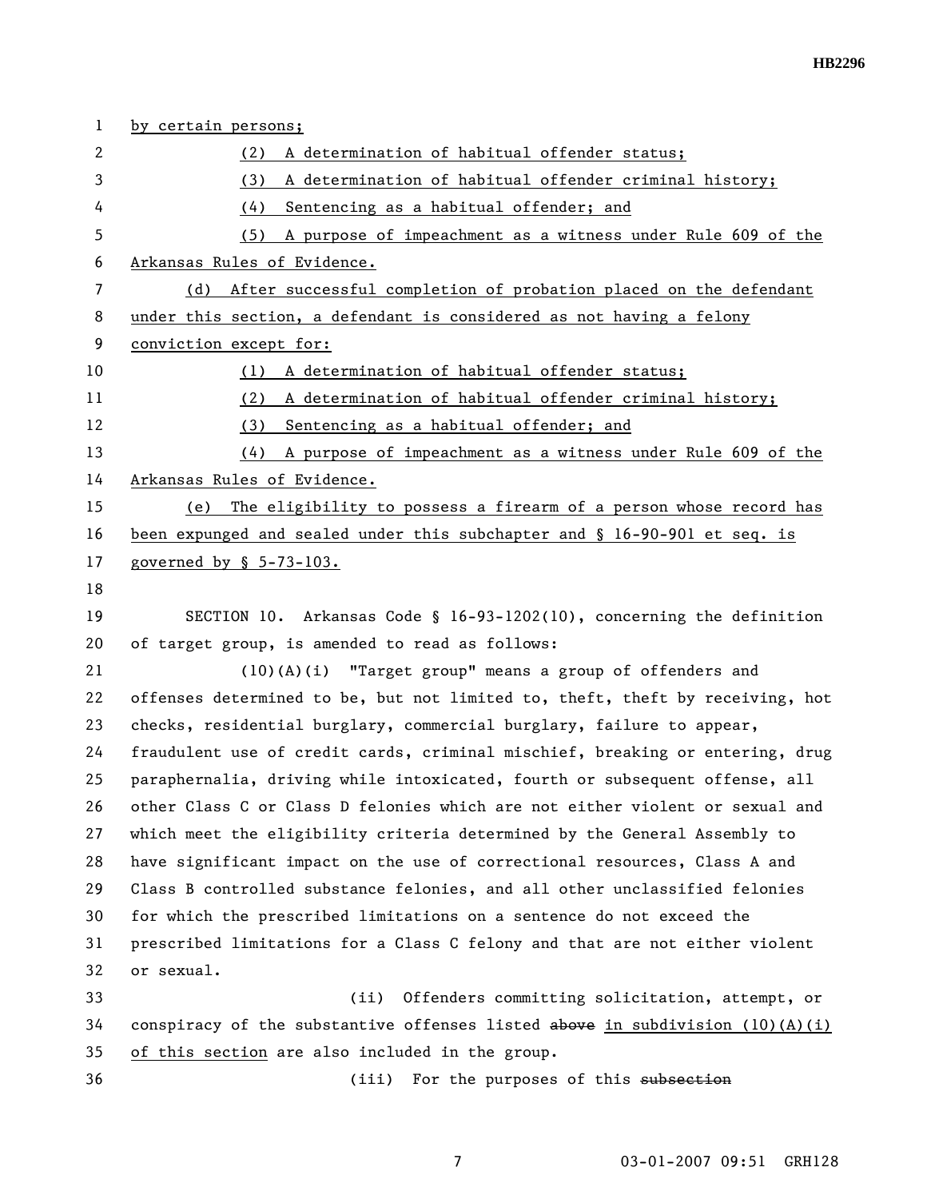by certain persons;

(2) A determination of habitual offender status;

(3) A determination of habitual offender criminal history;

(4) Sentencing as a habitual offender; and

(5) A purpose of impeachment as a witness under Rule 609 of the Arkansas Rules of Evidence.

(d) After successful completion of probation placed on the defendant under this section, a defendant is considered as not having a felony conviction except for:

(1) A determination of habitual offender status;

(2) A determination of habitual offender criminal history;

(3) Sentencing as a habitual offender; and

(4) A purpose of impeachment as a witness under Rule 609 of the Arkansas Rules of Evidence.

(e) The eligibility to possess a firearm of a person whose record has been expunged and sealed under this subchapter and § 16-90-901 et seq. is governed by § 5-73-103.

SECTION 10. Arkansas Code § 16-93-1202(10), concerning the definition of target group, is amended to read as follows:

(10)(A)(i) "Target group" means a group of offenders and offenses determined to be, but not limited to, theft, theft by receiving, hot checks, residential burglary, commercial burglary, failure to appear, fraudulent use of credit cards, criminal mischief, breaking or entering, drug paraphernalia, driving while intoxicated, fourth or subsequent offense, all other Class C or Class D felonies which are not either violent or sexual and which meet the eligibility criteria determined by the General Assembly to have significant impact on the use of correctional resources, Class A and Class B controlled substance felonies, and all other unclassified felonies for which the prescribed limitations on a sentence do not exceed the prescribed limitations for a Class C felony and that are not either violent or sexual.

(ii) Offenders committing solicitation, attempt, or conspiracy of the substantive offenses listed ~~above~~ in subdivision (10)(A)(i) of this section are also included in the group.

(iii) For the purposes of this ~~subsection~~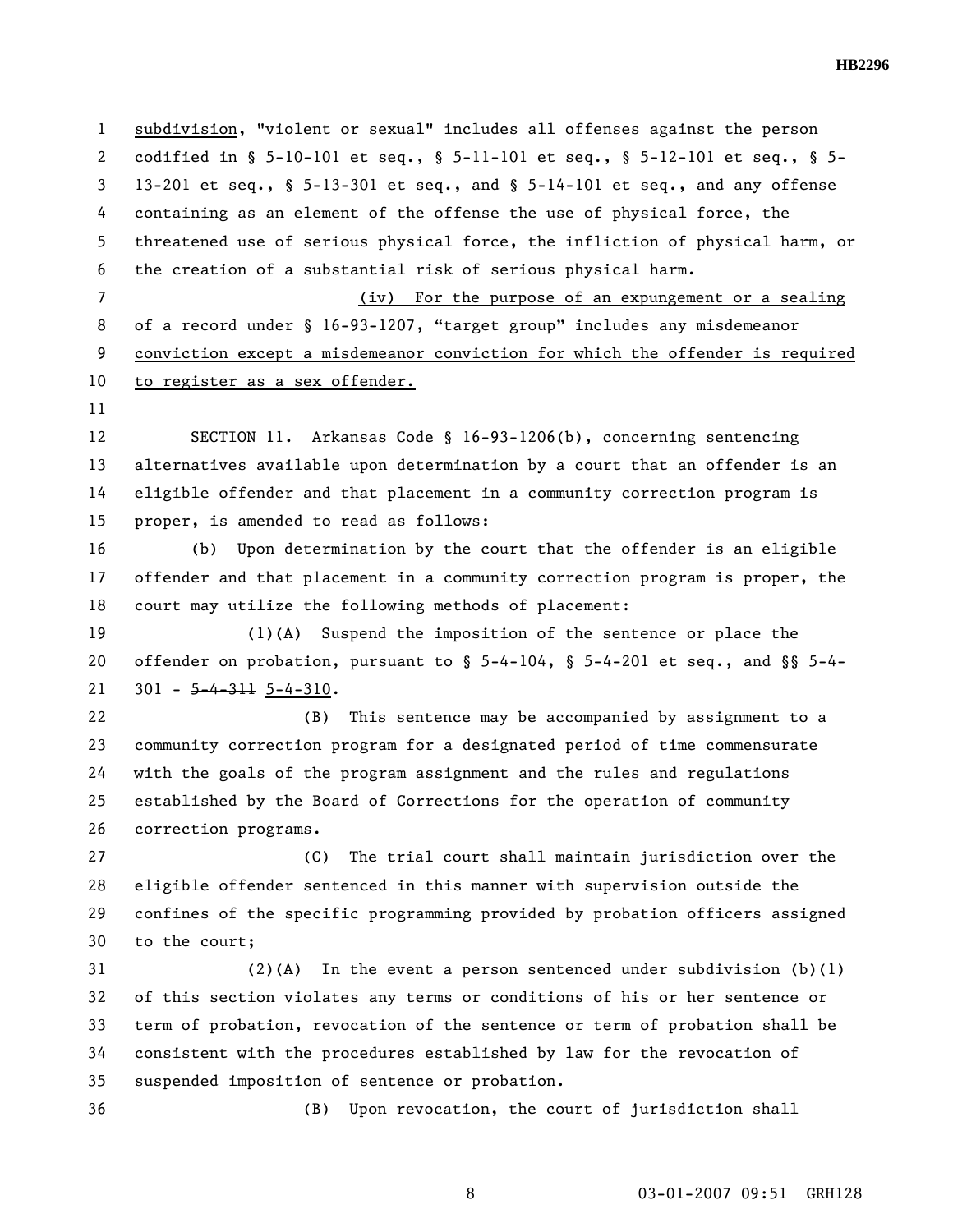subdivision, "violent or sexual" includes all offenses against the person codified in § 5-10-101 et seq., § 5-11-101 et seq., § 5-12-101 et seq., § 5-13-201 et seq., § 5-13-301 et seq., and § 5-14-101 et seq., and any offense containing as an element of the offense the use of physical force, the threatened use of serious physical force, the infliction of physical harm, or the creation of a substantial risk of serious physical harm.

(iv) For the purpose of an expungement or a sealing of a record under § 16-93-1207, "target group" includes any misdemeanor conviction except a misdemeanor conviction for which the offender is required to register as a sex offender.

SECTION 11. Arkansas Code § 16-93-1206(b), concerning sentencing alternatives available upon determination by a court that an offender is an eligible offender and that placement in a community correction program is proper, is amended to read as follows:

(b) Upon determination by the court that the offender is an eligible offender and that placement in a community correction program is proper, the court may utilize the following methods of placement:

(1)(A) Suspend the imposition of the sentence or place the offender on probation, pursuant to § 5-4-104, § 5-4-201 et seq., and §§ 5-4-301 - ~~5-4-311~~ 5-4-310.

(B) This sentence may be accompanied by assignment to a community correction program for a designated period of time commensurate with the goals of the program assignment and the rules and regulations established by the Board of Corrections for the operation of community correction programs.

(C) The trial court shall maintain jurisdiction over the eligible offender sentenced in this manner with supervision outside the confines of the specific programming provided by probation officers assigned to the court;

(2)(A) In the event a person sentenced under subdivision (b)(1) of this section violates any terms or conditions of his or her sentence or term of probation, revocation of the sentence or term of probation shall be consistent with the procedures established by law for the revocation of suspended imposition of sentence or probation.

(B) Upon revocation, the court of jurisdiction shall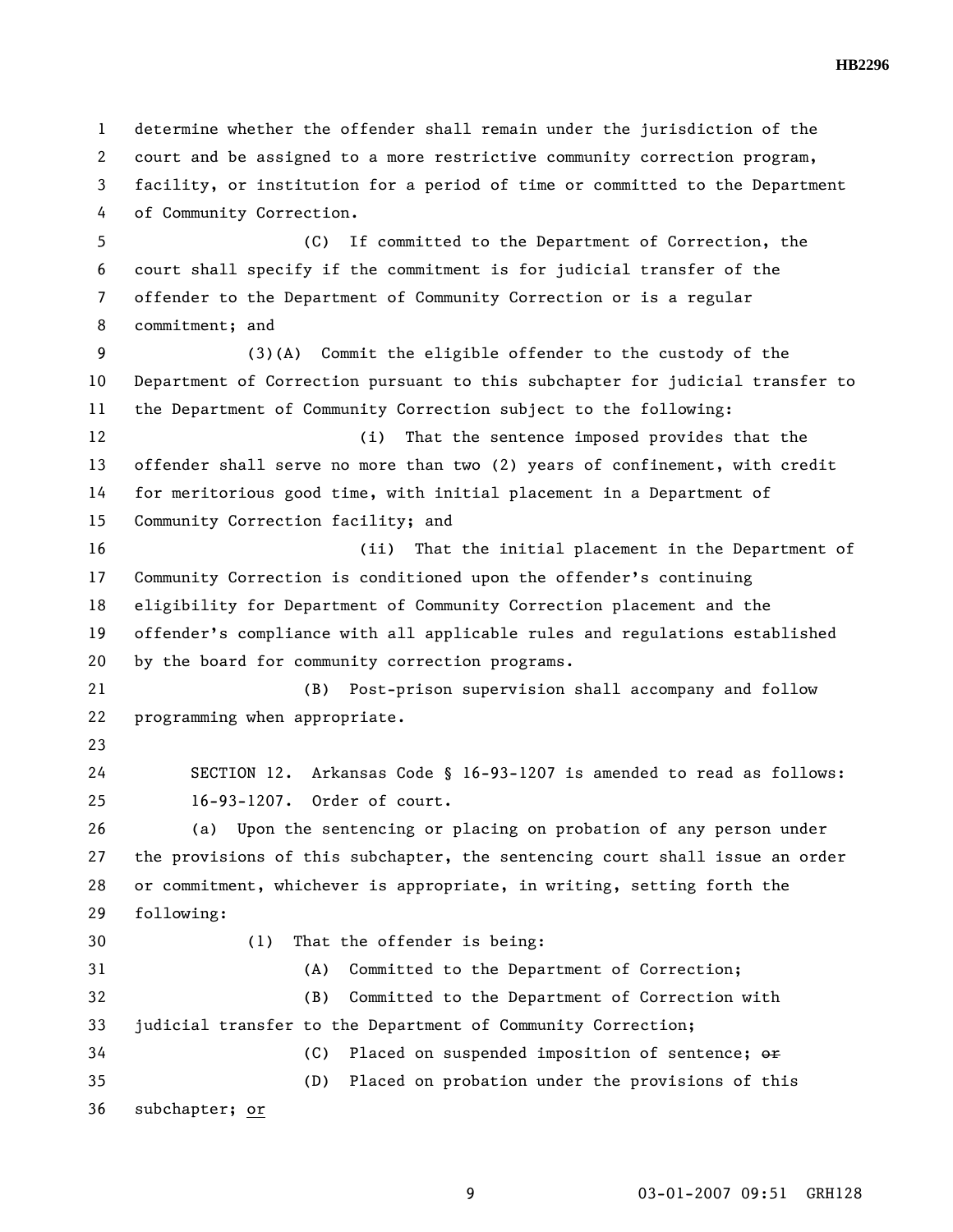determine whether the offender shall remain under the jurisdiction of the court and be assigned to a more restrictive community correction program, facility, or institution for a period of time or committed to the Department of Community Correction.

(C) If committed to the Department of Correction, the court shall specify if the commitment is for judicial transfer of the offender to the Department of Community Correction or is a regular commitment; and

(3)(A) Commit the eligible offender to the custody of the Department of Correction pursuant to this subchapter for judicial transfer to the Department of Community Correction subject to the following:

(i) That the sentence imposed provides that the offender shall serve no more than two (2) years of confinement, with credit for meritorious good time, with initial placement in a Department of Community Correction facility; and

(ii) That the initial placement in the Department of Community Correction is conditioned upon the offender's continuing eligibility for Department of Community Correction placement and the offender's compliance with all applicable rules and regulations established by the board for community correction programs.

(B) Post-prison supervision shall accompany and follow programming when appropriate.

SECTION 12. Arkansas Code § 16-93-1207 is amended to read as follows:

16-93-1207. Order of court.

(a) Upon the sentencing or placing on probation of any person under the provisions of this subchapter, the sentencing court shall issue an order or commitment, whichever is appropriate, in writing, setting forth the following:

(1) That the offender is being:

(A) Committed to the Department of Correction;

(B) Committed to the Department of Correction with judicial transfer to the Department of Community Correction;

(C) Placed on suspended imposition of sentence; ~~or~~

(D) Placed on probation under the provisions of this subchapter; <u>or</u>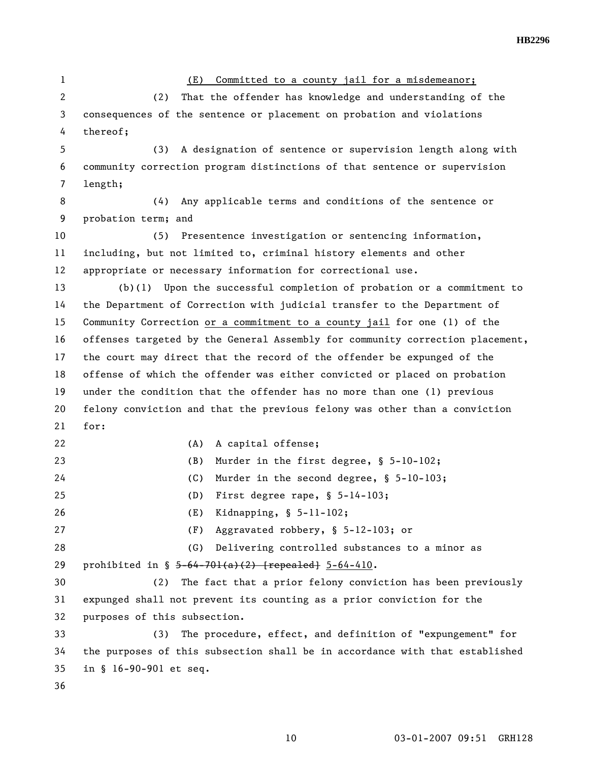(E) Committed to a county jail for a misdemeanor;

(2) That the offender has knowledge and understanding of the consequences of the sentence or placement on probation and violations thereof;

(3) A designation of sentence or supervision length along with community correction program distinctions of that sentence or supervision length;

(4) Any applicable terms and conditions of the sentence or probation term; and

(5) Presentence investigation or sentencing information, including, but not limited to, criminal history elements and other appropriate or necessary information for correctional use.

(b)(1) Upon the successful completion of probation or a commitment to the Department of Correction with judicial transfer to the Department of Community Correction or a commitment to a county jail for one (1) of the offenses targeted by the General Assembly for community correction placement, the court may direct that the record of the offender be expunged of the offense of which the offender was either convicted or placed on probation under the condition that the offender has no more than one (1) previous felony conviction and that the previous felony was other than a conviction for:

(A) A capital offense;

(B) Murder in the first degree, § 5-10-102;

(C) Murder in the second degree, § 5-10-103;

(D) First degree rape, § 5-14-103;

(E) Kidnapping, § 5-11-102;

(F) Aggravated robbery, § 5-12-103; or

(G) Delivering controlled substances to a minor as prohibited in § ~~5-64-701(a)(2) [repealed]~~ 5-64-410.

(2) The fact that a prior felony conviction has been previously expunged shall not prevent its counting as a prior conviction for the purposes of this subsection.

(3) The procedure, effect, and definition of "expungement" for the purposes of this subsection shall be in accordance with that established in § 16-90-901 et seq.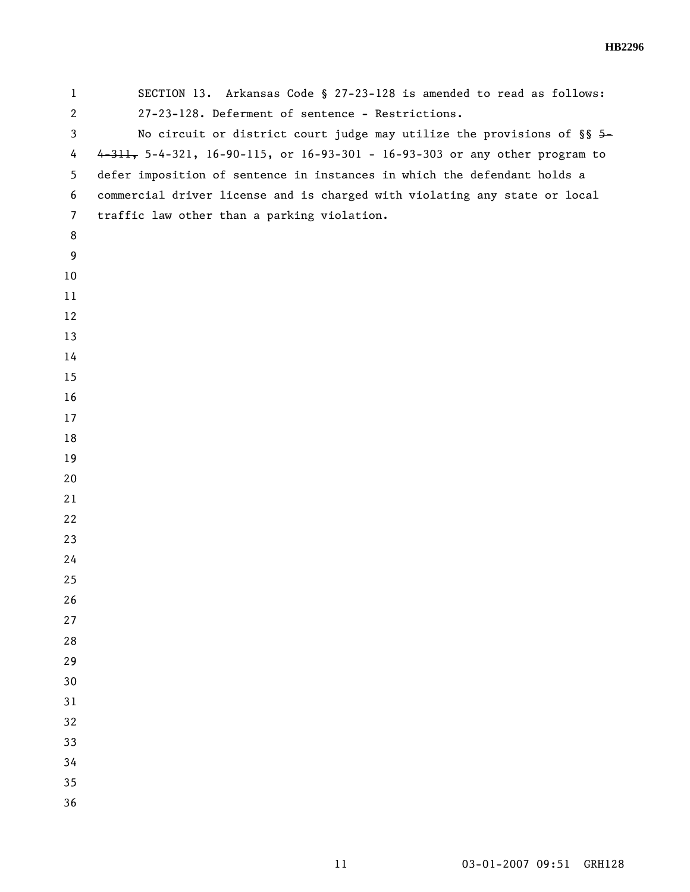SECTION 13. Arkansas Code § 27-23-128 is amended to read as follows:

27-23-128. Deferment of sentence - Restrictions.

No circuit or district court judge may utilize the provisions of §§ ~~5-4-311,~~ 5-4-321, 16-90-115, or 16-93-301 - 16-93-303 or any other program to defer imposition of sentence in instances in which the defendant holds a commercial driver license and is charged with violating any state or local traffic law other than a parking violation.